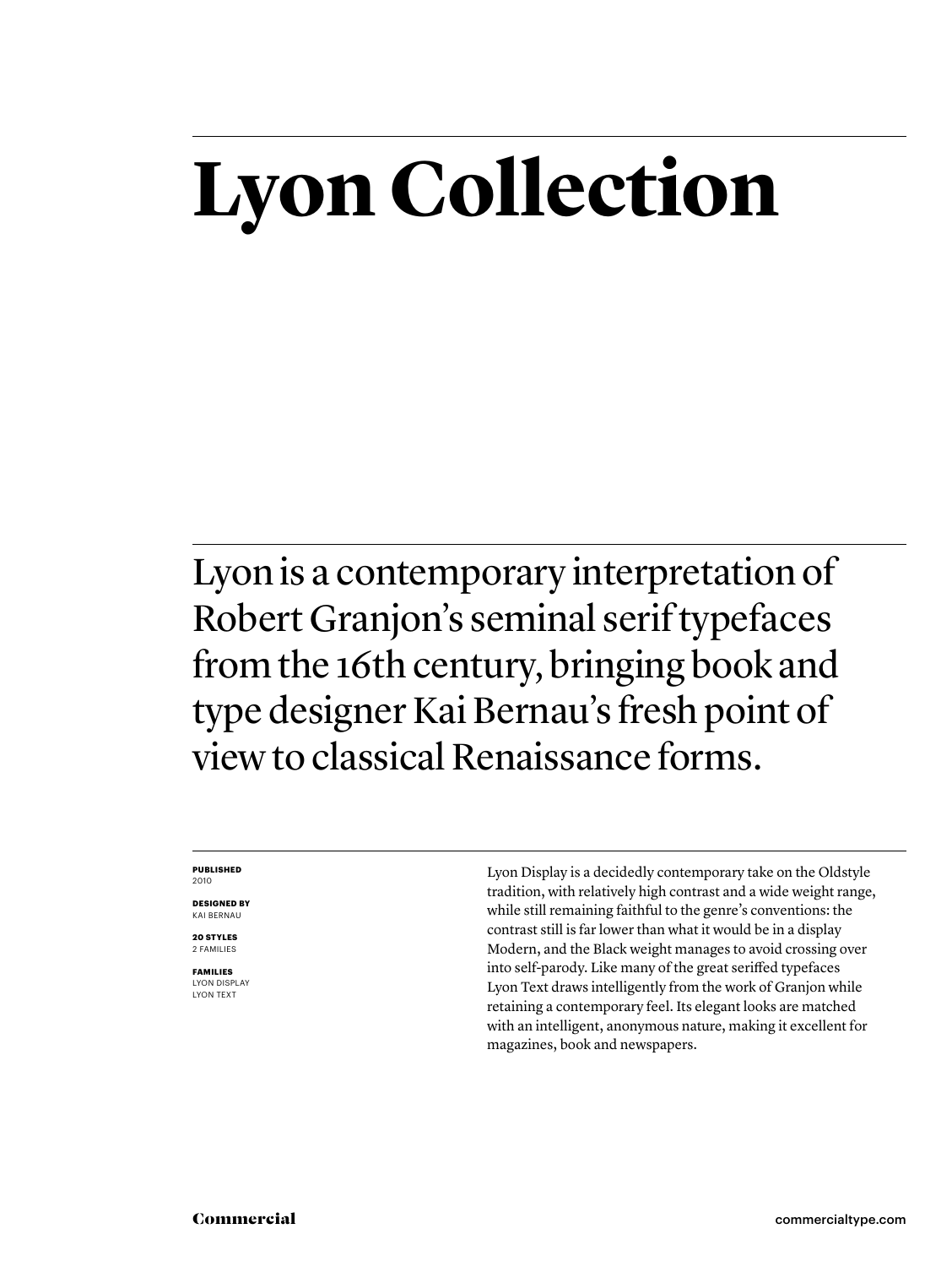# Lyon Collection

Lyon is a contemporary interpretation of Robert Granjon's seminal serif typefaces from the 16th century, bringing book and type designer Kai Bernau's fresh point of view to classical Renaissance forms.

**PUBLISHED**
2010

**DESIGNED BY**
KAI BERNAU

**20 STYLES**
2 FAMILIES

**FAMILIES**
LYON DISPLAY
LYON TEXT

Lyon Display is a decidedly contemporary take on the Oldstyle tradition, with relatively high contrast and a wide weight range, while still remaining faithful to the genre's conventions: the contrast still is far lower than what it would be in a display Modern, and the Black weight manages to avoid crossing over into self-parody. Like many of the great seriffed typefaces Lyon Text draws intelligently from the work of Granjon while retaining a contemporary feel. Its elegant looks are matched with an intelligent, anonymous nature, making it excellent for magazines, book and newspapers.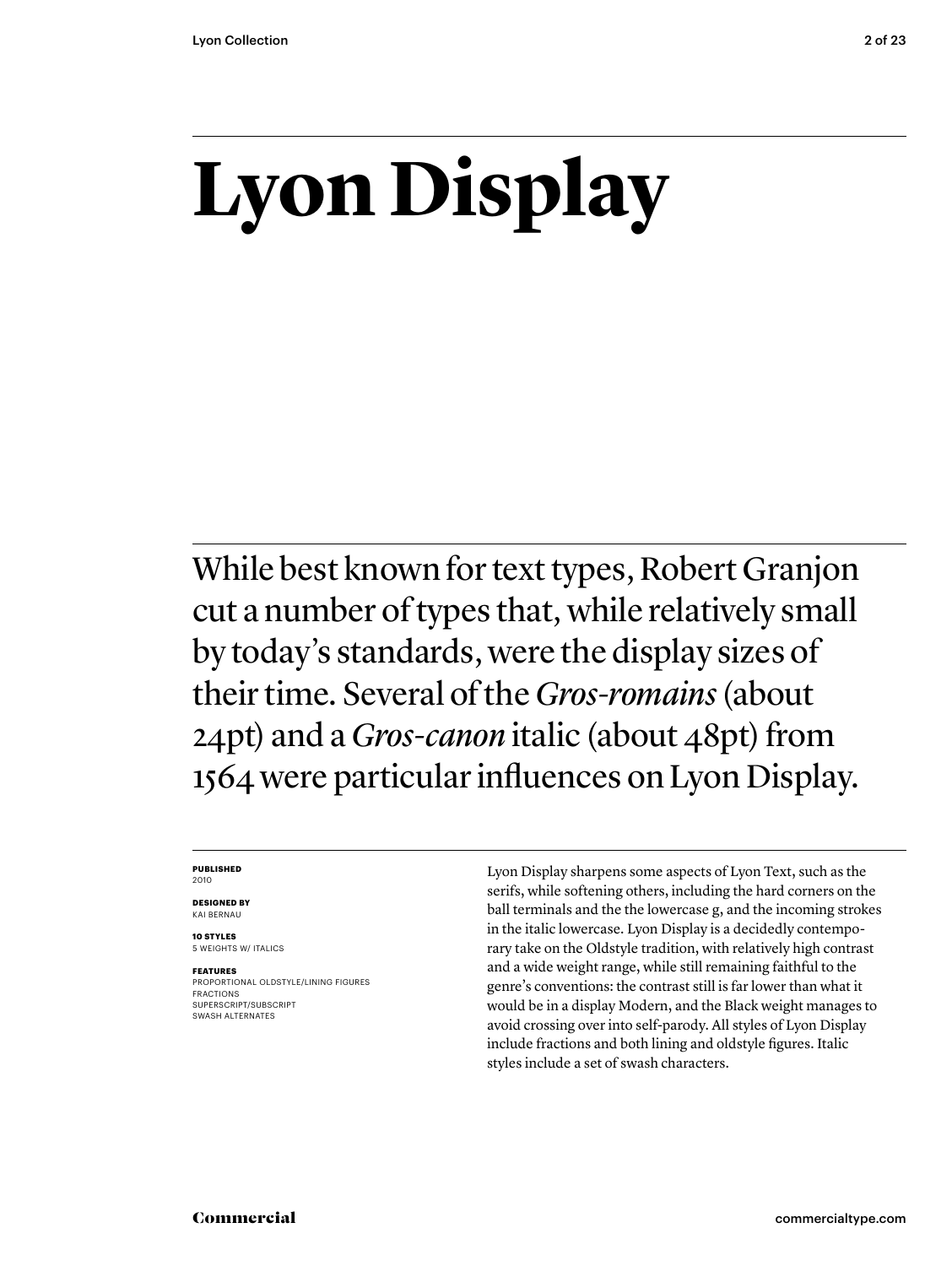# Lyon Display

While best known for text types, Robert Granjon cut a number of types that, while relatively small by today's standards, were the display sizes of their time. Several of the *Gros-romains* (about 24pt) and a *Gros-canon* italic (about 48pt) from 1564 were particular influences on Lyon Display.

**PUBLISHED**
2010

**DESIGNED BY**
KAI BERNAU

**10 STYLES**
5 WEIGHTS W/ ITALICS

**FEATURES**
PROPORTIONAL OLDSTYLE/LINING FIGURES
FRACTIONS
SUPERSCRIPT/SUBSCRIPT
SWASH ALTERNATES

Lyon Display sharpens some aspects of Lyon Text, such as the serifs, while softening others, including the hard corners on the ball terminals and the the lowercase g, and the incoming strokes in the italic lowercase. Lyon Display is a decidedly contemporary take on the Oldstyle tradition, with relatively high contrast and a wide weight range, while still remaining faithful to the genre's conventions: the contrast still is far lower than what it would be in a display Modern, and the Black weight manages to avoid crossing over into self-parody. All styles of Lyon Display include fractions and both lining and oldstyle figures. Italic styles include a set of swash characters.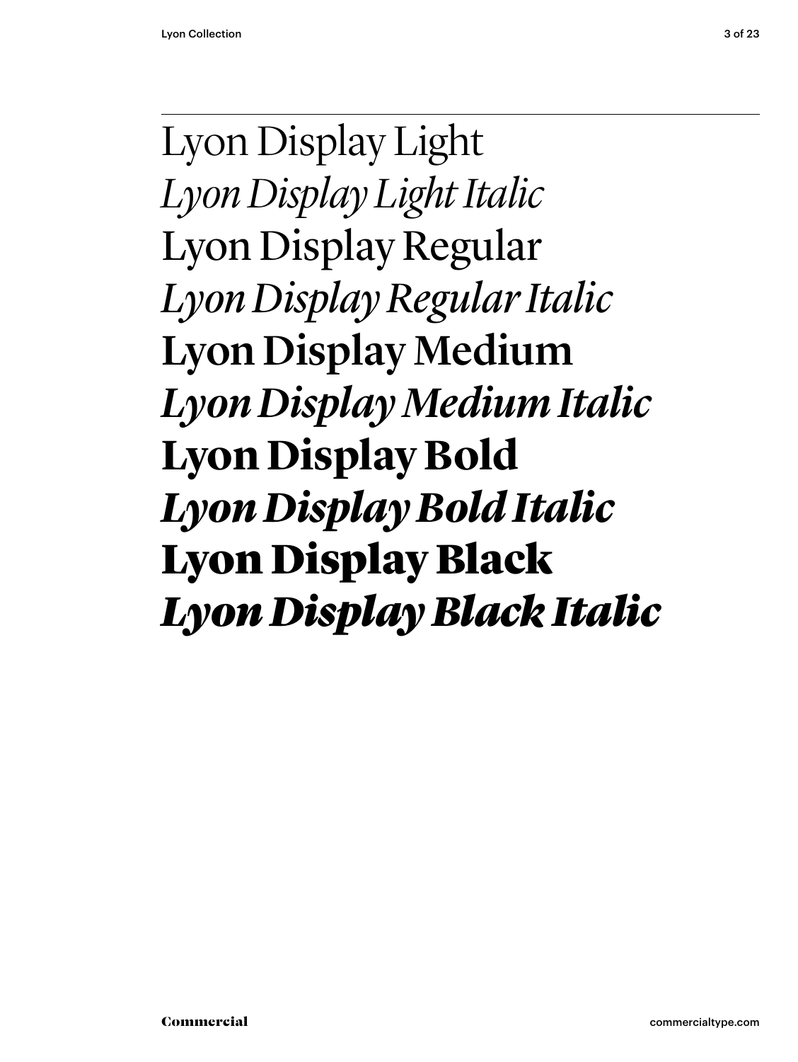Lyon Display Light
*Lyon Display Light Italic*
Lyon Display Regular
*Lyon Display Regular Italic*
**Lyon Display Medium**
***Lyon Display Medium Italic***
**Lyon Display Bold**
***Lyon Display Bold Italic***
**Lyon Display Black**
***Lyon Display Black Italic***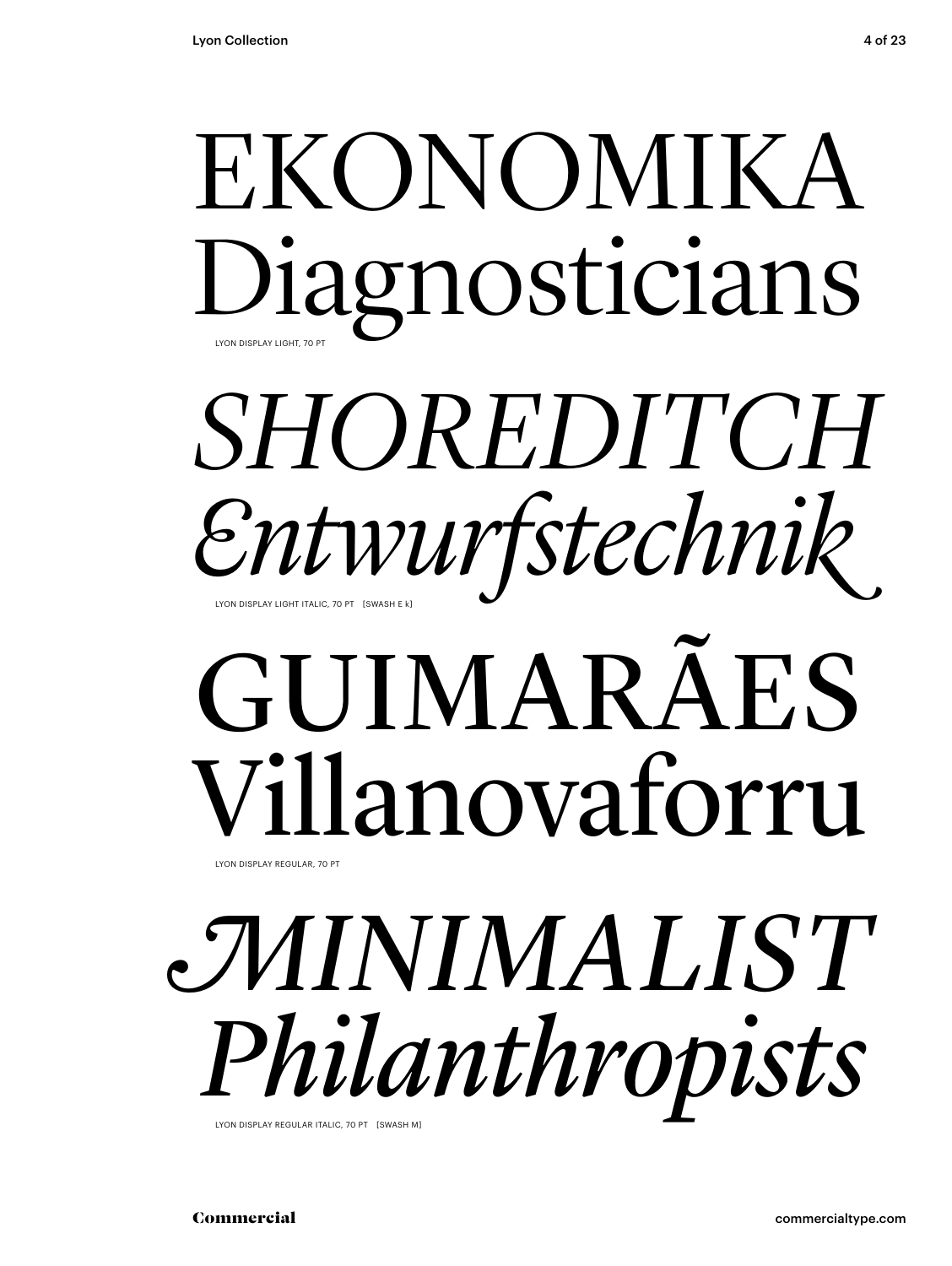EKONOMIKA
Diagnosticians

LYON DISPLAY LIGHT, 70 PT

*SHOREDITCH*
*Entwurfstechnik*

LYON DISPLAY LIGHT ITALIC, 70 PT [SWASH E k]

GUIMARÃES
Villanovaforru

LYON DISPLAY REGULAR, 70 PT

*MINIMALIST*
*Philanthropists*

LYON DISPLAY REGULAR ITALIC, 70 PT [SWASH M]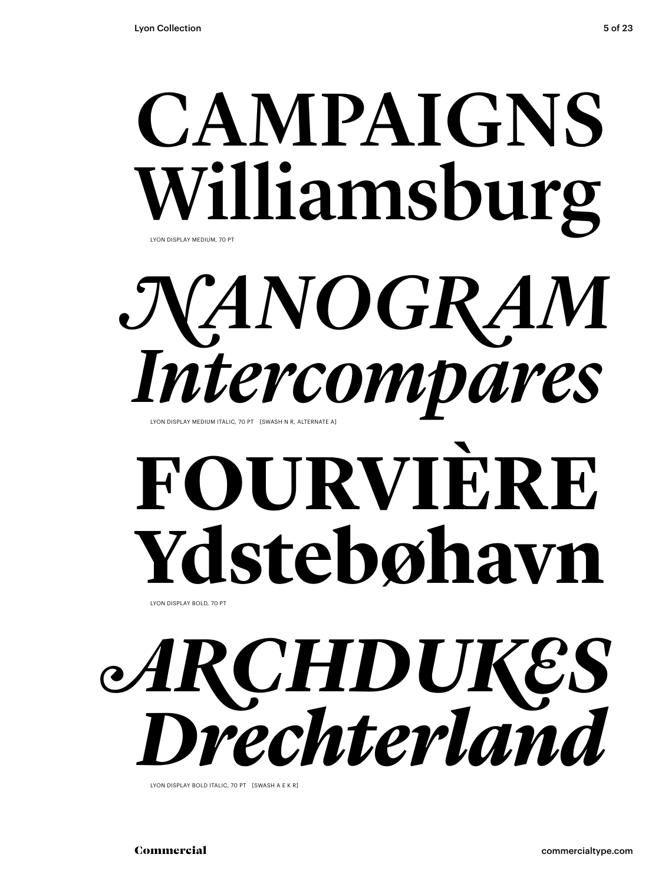# CAMPAIGNS
# Williamsburg

LYON DISPLAY MEDIUM, 70 PT

# *NANOGRAM*
# *Intercompares*

LYON DISPLAY MEDIUM ITALIC, 70 PT [SWASH N R, ALTERNATE A]

# **FOURVIÈRE**
# **Ydstebøhavn**

LYON DISPLAY BOLD, 70 PT

# ***ARCHDUKES***
# ***Drechterland***

LYON DISPLAY BOLD ITALIC, 70 PT [SWASH A E K R]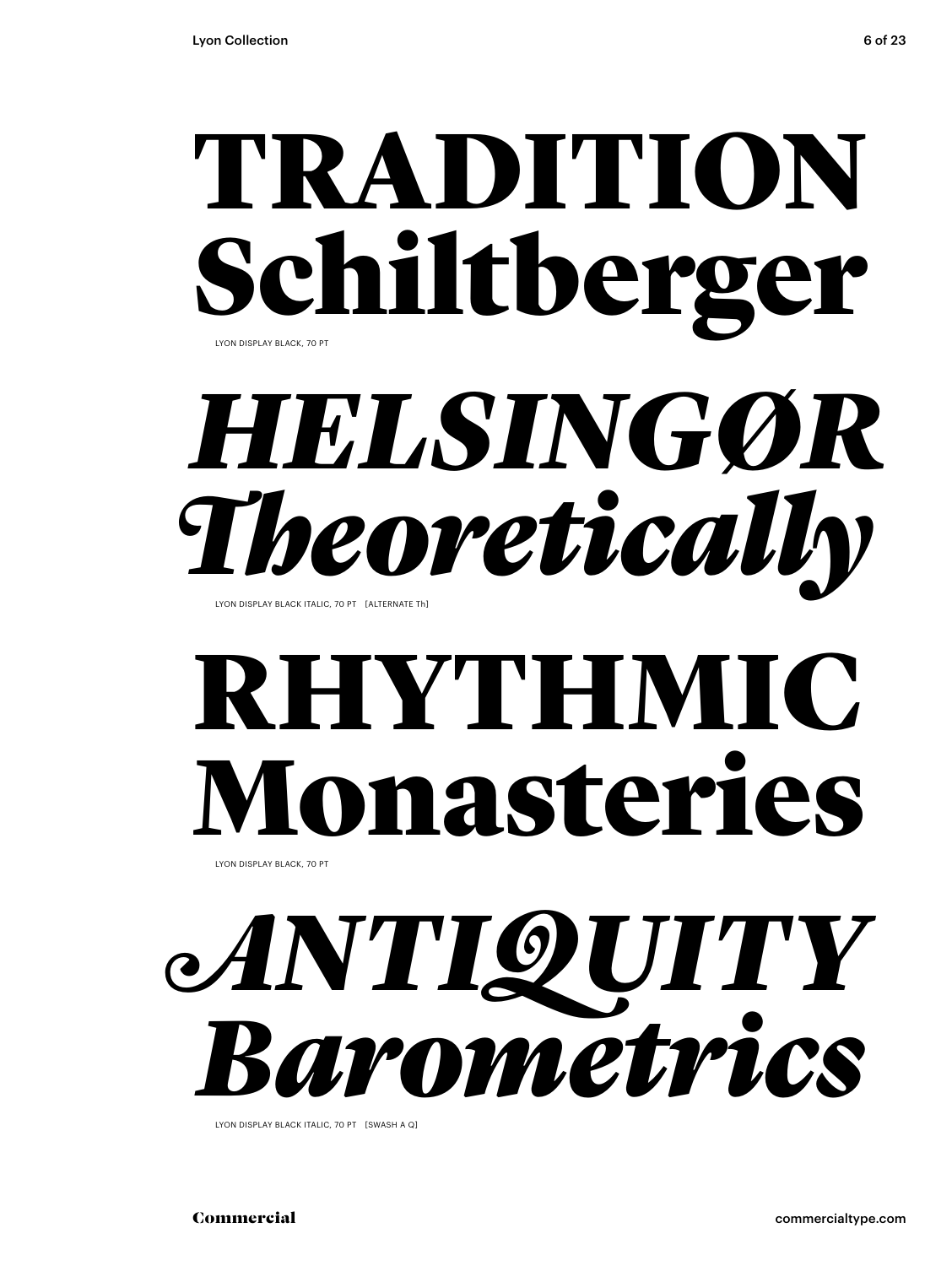# TRADITION Schiltberger

LYON DISPLAY BLACK, 70 PT

# *HELSINGØR Theoretically*

LYON DISPLAY BLACK ITALIC, 70 PT [ALTERNATE Th]

# RHYTHMIC Monasteries

LYON DISPLAY BLACK, 70 PT

# *ANTIQUITY Barometrics*

LYON DISPLAY BLACK ITALIC, 70 PT [SWASH A Q]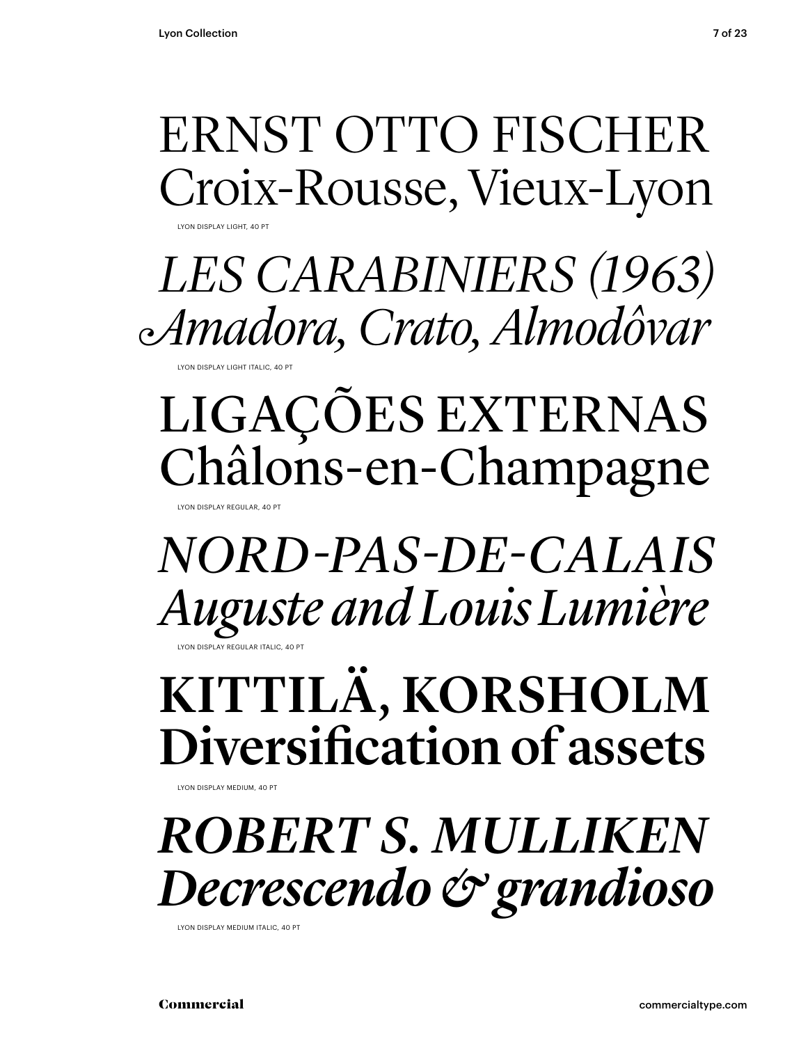ERNST OTTO FISCHER
Croix-Rousse, Vieux-Lyon

LYON DISPLAY LIGHT, 40 PT

*LES CARABINIERS (1963)*
*Amadora, Crato, Almodôvar*

LYON DISPLAY LIGHT ITALIC, 40 PT

LIGAÇÕES EXTERNAS
Châlons-en-Champagne

LYON DISPLAY REGULAR, 40 PT

*NORD-PAS-DE-CALAIS*
*Auguste and Louis Lumière*

LYON DISPLAY REGULAR ITALIC, 40 PT

**KITTILÄ, KORSHOLM**
**Diversification of assets**

LYON DISPLAY MEDIUM, 40 PT

***ROBERT S. MULLIKEN***
***Decrescendo & grandioso***

LYON DISPLAY MEDIUM ITALIC, 40 PT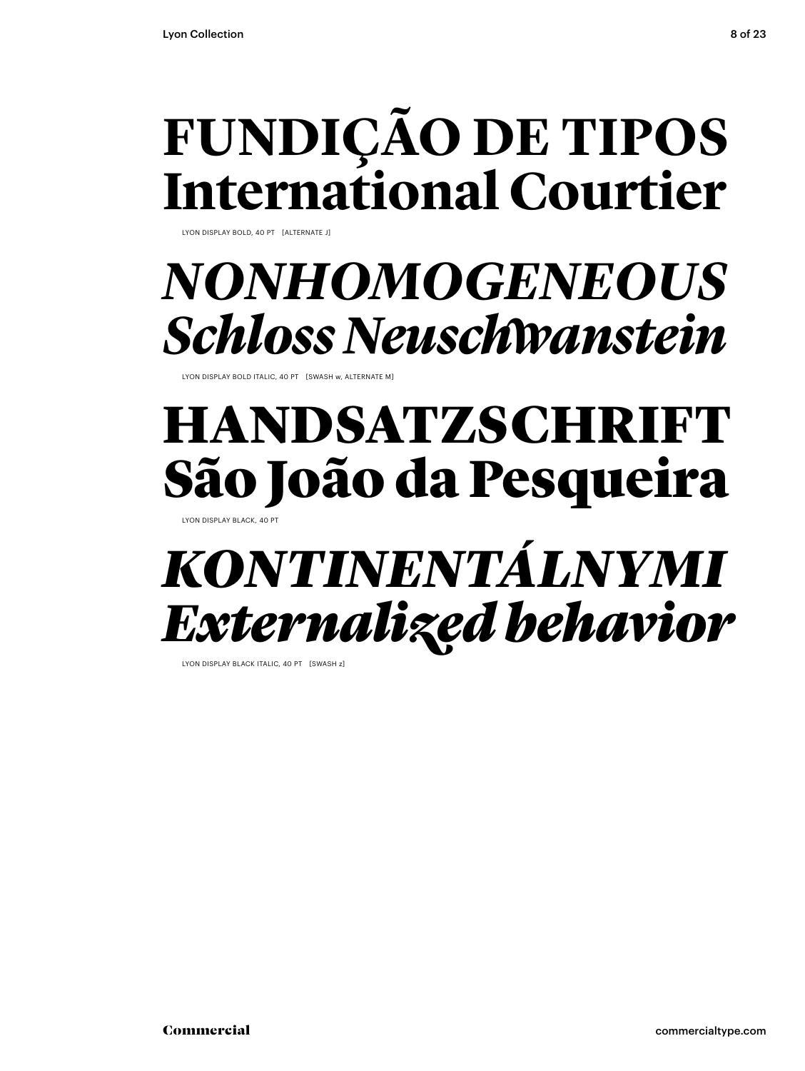**FUNDIÇÃO DE TIPOS**
**International Courtier**

LYON DISPLAY BOLD, 40 PT [ALTERNATE J]

***NONHOMOGENEOUS***
***Schloss Neuschwanstein***

LYON DISPLAY BOLD ITALIC, 40 PT [SWASH w, ALTERNATE M]

**HANDSATZSCHRIFT**
**São João da Pesqueira**

LYON DISPLAY BLACK, 40 PT

***KONTINENTÁLNYMI***
***Externalized behavior***

LYON DISPLAY BLACK ITALIC, 40 PT [SWASH z]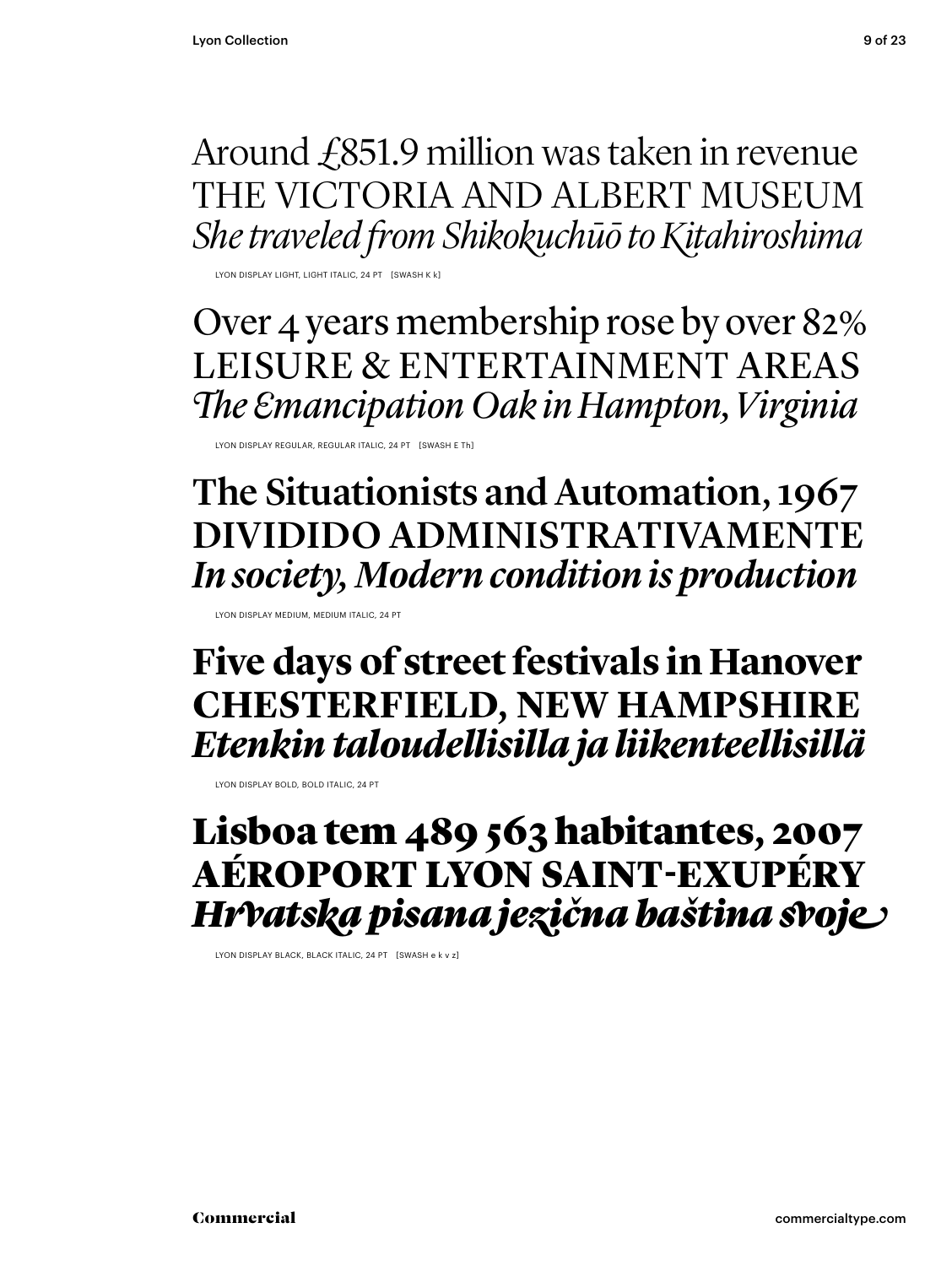Around £851.9 million was taken in revenue
THE VICTORIA AND ALBERT MUSEUM
*She traveled from Shikokuchūō to Kitahiroshima*

LYON DISPLAY LIGHT, LIGHT ITALIC, 24 PT [SWASH K k]

Over 4 years membership rose by over 82%
LEISURE & ENTERTAINMENT AREAS
*The Emancipation Oak in Hampton, Virginia*

LYON DISPLAY REGULAR, REGULAR ITALIC, 24 PT [SWASH E Th]

**The Situationists and Automation, 1967**
**DIVIDIDO ADMINISTRATIVAMENTE**
***In society, Modern condition is production***

LYON DISPLAY MEDIUM, MEDIUM ITALIC, 24 PT

**Five days of street festivals in Hanover**
**CHESTERFIELD, NEW HAMPSHIRE**
***Etenkin taloudellisilla ja liikenteellisillä***

LYON DISPLAY BOLD, BOLD ITALIC, 24 PT

**Lisboa tem 489 563 habitantes, 2007**
**AÉROPORT LYON SAINT-EXUPÉRY**
***Hrvatska pisana jezična baština svoje***

LYON DISPLAY BLACK, BLACK ITALIC, 24 PT [SWASH e k v z]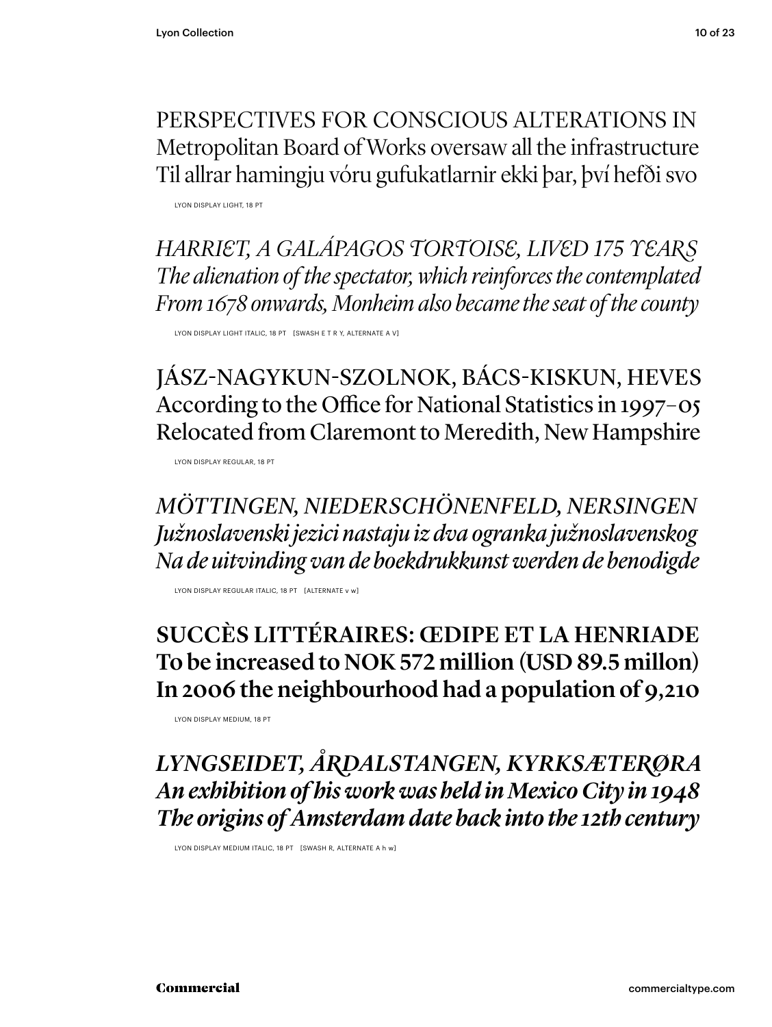PERSPECTIVES FOR CONSCIOUS ALTERATIONS IN
Metropolitan Board of Works oversaw all the infrastructure
Til allrar hamingju vóru gufukatlarnir ekki þar, því hefði svo

LYON DISPLAY LIGHT, 18 PT

*HARRIET, A GALÁPAGOS TORTOISE, LIVED 175 YEARS*
*The alienation of the spectator, which reinforces the contemplated*
*From 1678 onwards, Monheim also became the seat of the county*

LYON DISPLAY LIGHT ITALIC, 18 PT [SWASH E T R Y, ALTERNATE A V]

JÁSZ-NAGYKUN-SZOLNOK, BÁCS-KISKUN, HEVES
According to the Office for National Statistics in 1997–05
Relocated from Claremont to Meredith, New Hampshire

LYON DISPLAY REGULAR, 18 PT

*MÖTTINGEN, NIEDERSCHÖNENFELD, NERSINGEN*
*Južnoslavenski jezici nastaju iz dva ogranka južnoslavenskog*
*Na de uitvinding van de boekdrukkunst werden de benodigde*

LYON DISPLAY REGULAR ITALIC, 18 PT [ALTERNATE v w]

**SUCCÈS LITTÉRAIRES: ŒDIPE ET LA HENRIADE**
**To be increased to NOK 572 million (USD 89.5 millon)**
**In 2006 the neighbourhood had a population of 9,210**

LYON DISPLAY MEDIUM, 18 PT

***LYNGSEIDET, ÅRDALSTANGEN, KYRKSÆTERØRA***
***An exhibition of his work was held in Mexico City in 1948***
***The origins of Amsterdam date back into the 12th century***

LYON DISPLAY MEDIUM ITALIC, 18 PT [SWASH R, ALTERNATE A h w]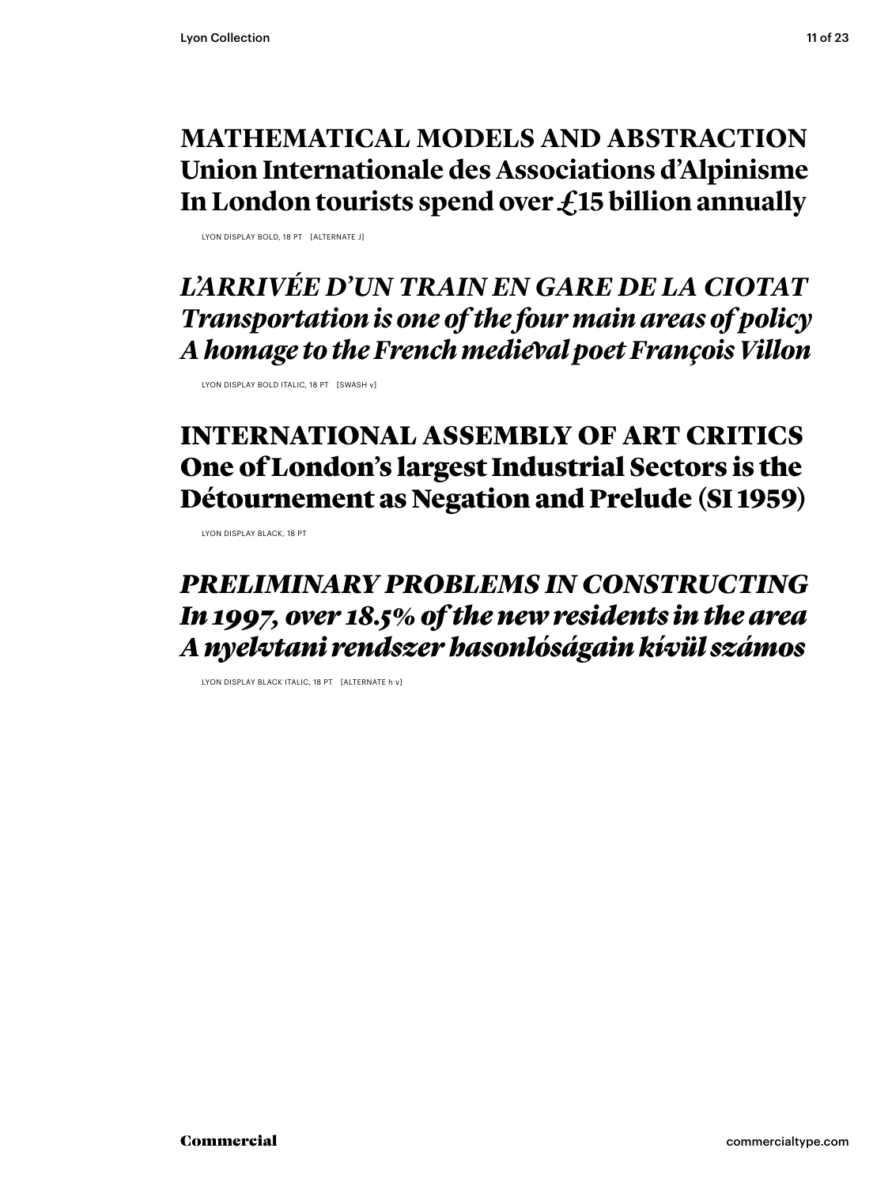**MATHEMATICAL MODELS AND ABSTRACTION**
**Union Internationale des Associations d'Alpinisme**
**In London tourists spend over £15 billion annually**

LYON DISPLAY BOLD, 18 PT [ALTERNATE J]

***L'ARRIVÉE D'UN TRAIN EN GARE DE LA CIOTAT***
***Transportation is one of the four main areas of policy***
***A homage to the French medieval poet François Villon***

LYON DISPLAY BOLD ITALIC, 18 PT [SWASH v]

**INTERNATIONAL ASSEMBLY OF ART CRITICS**
**One of London's largest Industrial Sectors is the**
**Détournement as Negation and Prelude (SI 1959)**

LYON DISPLAY BLACK, 18 PT

***PRELIMINARY PROBLEMS IN CONSTRUCTING***
***In 1997, over 18.5% of the new residents in the area***
***A nyelvtani rendszer hasonlóságain kívül számos***

LYON DISPLAY BLACK ITALIC, 18 PT [ALTERNATE h v]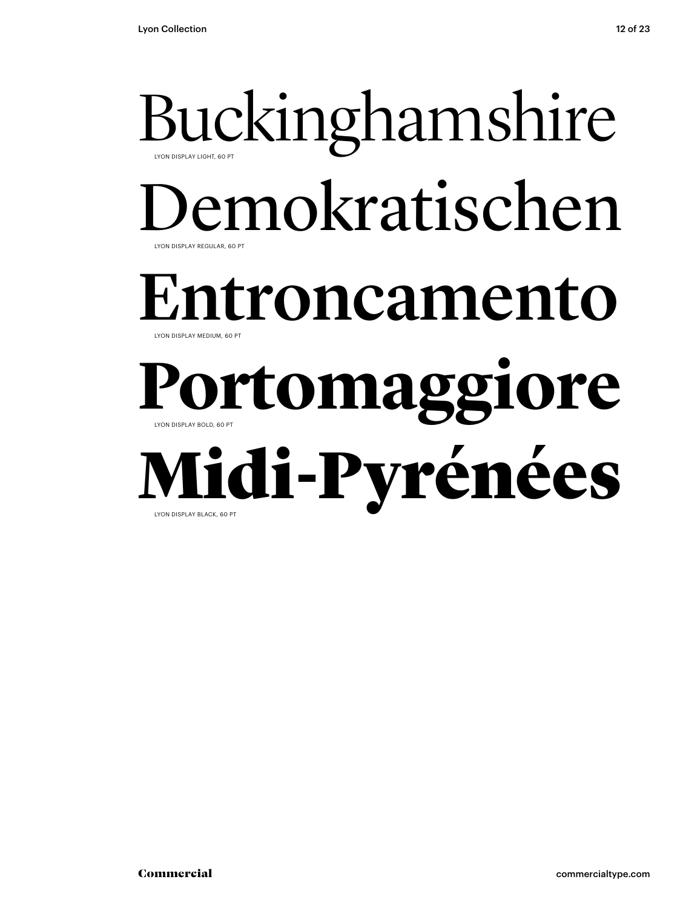Buckinghamshire

LYON DISPLAY LIGHT, 60 PT

Demokratischen

LYON DISPLAY REGULAR, 60 PT

Entroncamento

LYON DISPLAY MEDIUM, 60 PT

**Portomaggiore**

LYON DISPLAY BOLD, 60 PT

**Midi-Pyrénées**

LYON DISPLAY BLACK, 60 PT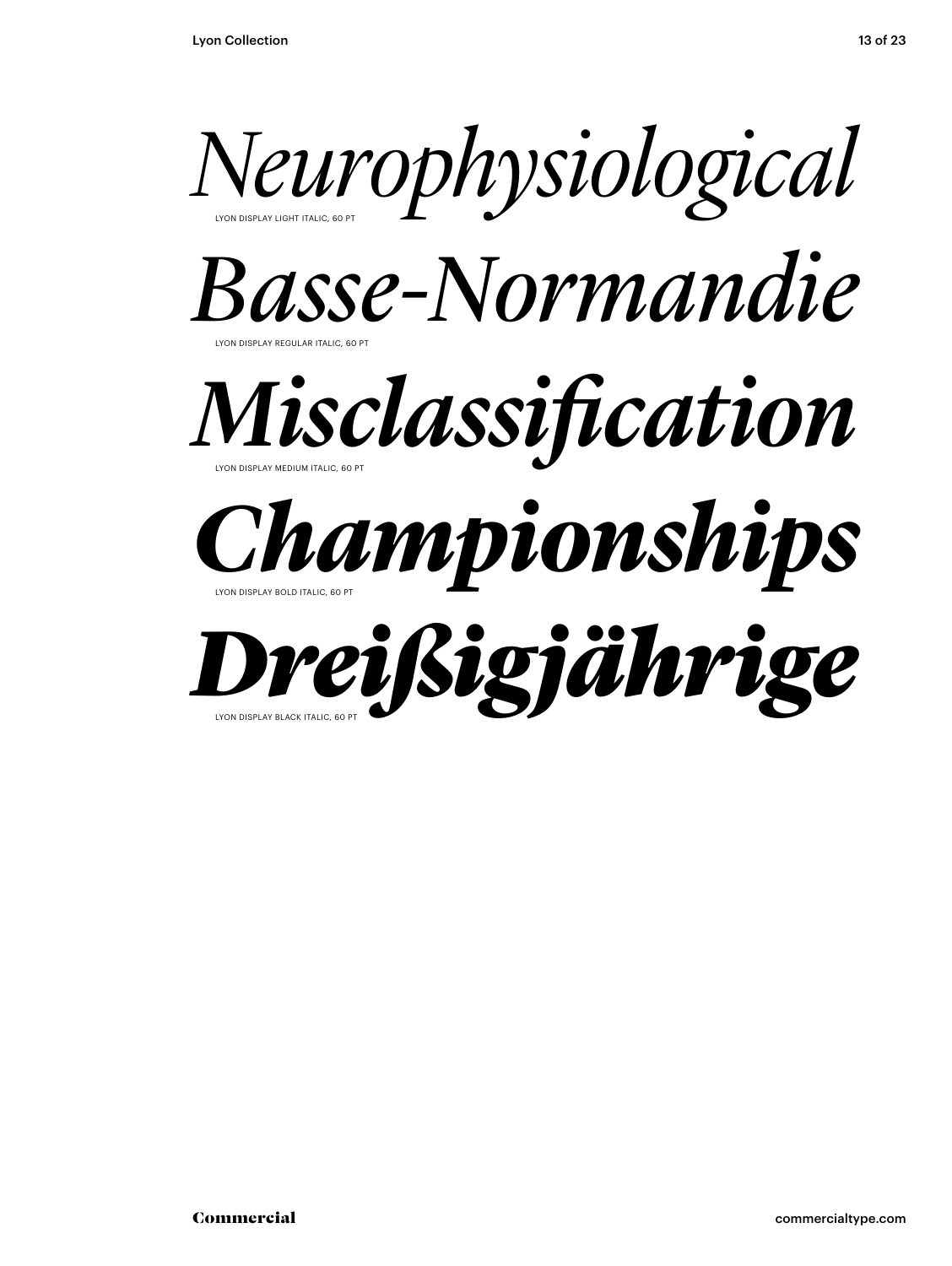*Neurophysiological*

LYON DISPLAY LIGHT ITALIC, 60 PT

*Basse-Normandie*

LYON DISPLAY REGULAR ITALIC, 60 PT

***Misclassification***

LYON DISPLAY MEDIUM ITALIC, 60 PT

***Championships***

LYON DISPLAY BOLD ITALIC, 60 PT

***Dreißigjährige***

LYON DISPLAY BLACK ITALIC, 60 PT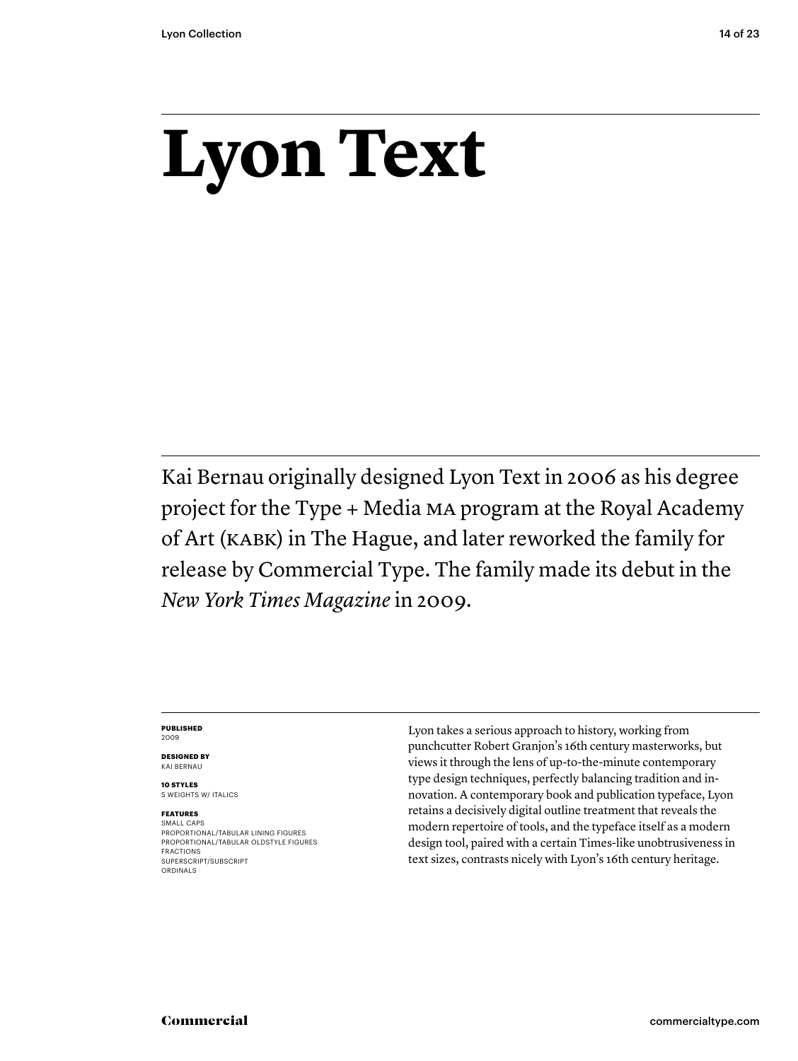# Lyon Text

Kai Bernau originally designed Lyon Text in 2006 as his degree project for the Type + Media MA program at the Royal Academy of Art (KABK) in The Hague, and later reworked the family for release by Commercial Type. The family made its debut in the *New York Times Magazine* in 2009.

**PUBLISHED**
2009

**DESIGNED BY**
KAI BERNAU

**10 STYLES**
5 WEIGHTS W/ ITALICS

**FEATURES**
SMALL CAPS
PROPORTIONAL/TABULAR LINING FIGURES
PROPORTIONAL/TABULAR OLDSTYLE FIGURES
FRACTIONS
SUPERSCRIPT/SUBSCRIPT
ORDINALS

Lyon takes a serious approach to history, working from punchcutter Robert Granjon's 16th century masterworks, but views it through the lens of up-to-the-minute contemporary type design techniques, perfectly balancing tradition and innovation. A contemporary book and publication typeface, Lyon retains a decisively digital outline treatment that reveals the modern repertoire of tools, and the typeface itself as a modern design tool, paired with a certain Times-like unobtrusiveness in text sizes, contrasts nicely with Lyon's 16th century heritage.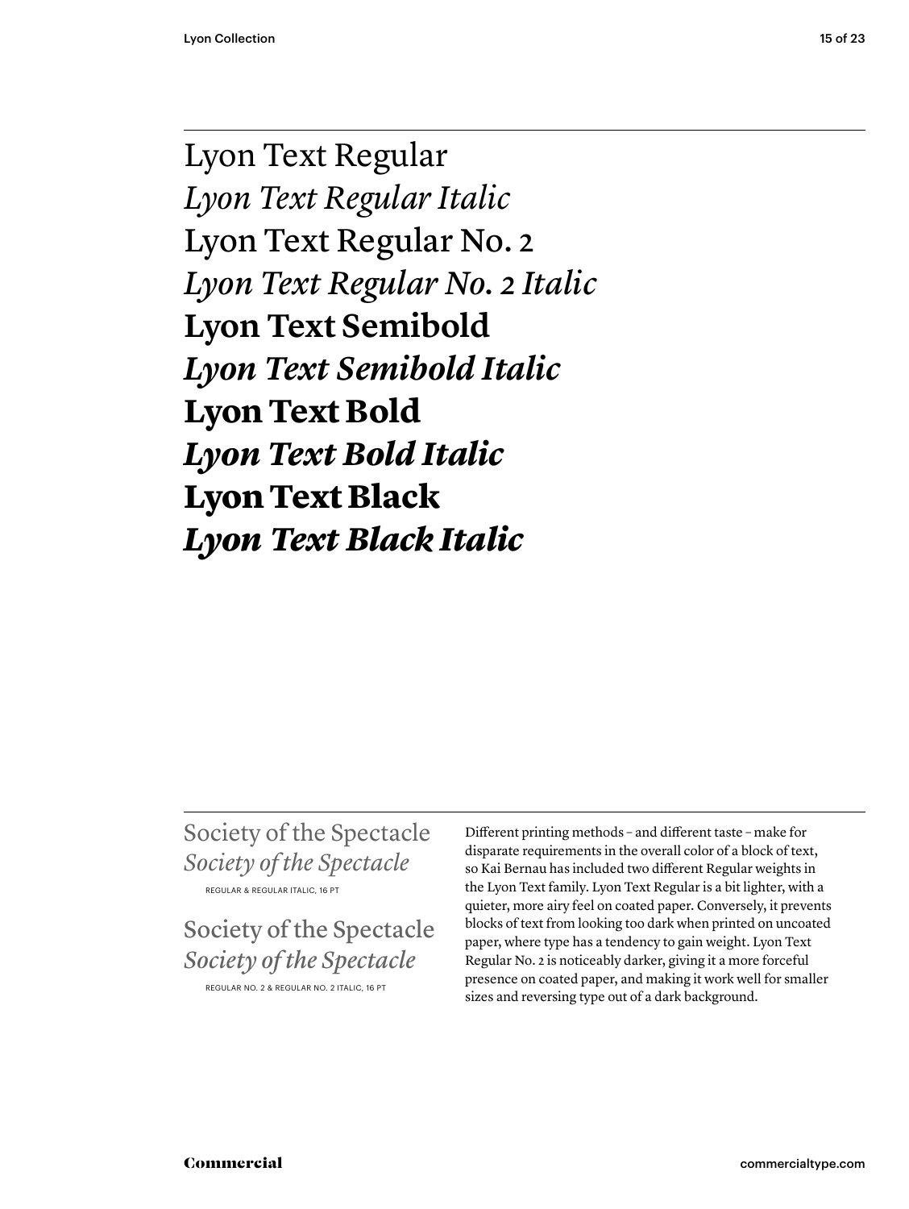Lyon Text Regular

*Lyon Text Regular Italic*

Lyon Text Regular No. 2

*Lyon Text Regular No. 2 Italic*

**Lyon Text Semibold**

***Lyon Text Semibold Italic***

**Lyon Text Bold**

***Lyon Text Bold Italic***

**Lyon Text Black**

***Lyon Text Black Italic***

Society of the Spectacle

*Society of the Spectacle*

REGULAR & REGULAR ITALIC, 16 PT

Society of the Spectacle

*Society of the Spectacle*

REGULAR NO. 2 & REGULAR NO. 2 ITALIC, 16 PT

Different printing methods – and different taste – make for disparate requirements in the overall color of a block of text, so Kai Bernau has included two different Regular weights in the Lyon Text family. Lyon Text Regular is a bit lighter, with a quieter, more airy feel on coated paper. Conversely, it prevents blocks of text from looking too dark when printed on uncoated paper, where type has a tendency to gain weight. Lyon Text Regular No. 2 is noticeably darker, giving it a more forceful presence on coated paper, and making it work well for smaller sizes and reversing type out of a dark background.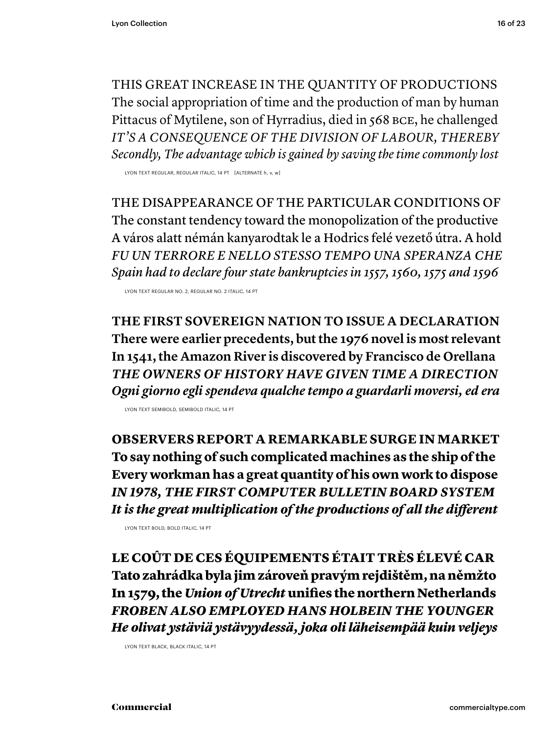THIS GREAT INCREASE IN THE QUANTITY OF PRODUCTIONS
The social appropriation of time and the production of man by human
Pittacus of Mytilene, son of Hyrradius, died in 568 BCE, he challenged
*IT'S A CONSEQUENCE OF THE DIVISION OF LABOUR, THEREBY*
*Secondly, The advantage which is gained by saving the time commonly lost*

LYON TEXT REGULAR, REGULAR ITALIC, 14 PT [ALTERNATE h, v, w]

THE DISAPPEARANCE OF THE PARTICULAR CONDITIONS OF
The constant tendency toward the monopolization of the productive
A város alatt némán kanyarodtak le a Hodrics felé vezető útra. A hold
*FU UN TERRORE E NELLO STESSO TEMPO UNA SPERANZA CHE*
*Spain had to declare four state bankruptcies in 1557, 1560, 1575 and 1596*

LYON TEXT REGULAR NO. 2, REGULAR NO. 2 ITALIC, 14 PT

**THE FIRST SOVEREIGN NATION TO ISSUE A DECLARATION**
**There were earlier precedents, but the 1976 novel is most relevant**
**In 1541, the Amazon River is discovered by Francisco de Orellana**
***THE OWNERS OF HISTORY HAVE GIVEN TIME A DIRECTION***
***Ogni giorno egli spendeva qualche tempo a guardarli moversi, ed era***

LYON TEXT SEMIBOLD, SEMIBOLD ITALIC, 14 PT

**OBSERVERS REPORT A REMARKABLE SURGE IN MARKET**
**To say nothing of such complicated machines as the ship of the**
**Every workman has a great quantity of his own work to dispose**
***IN 1978, THE FIRST COMPUTER BULLETIN BOARD SYSTEM***
***It is the great multiplication of the productions of all the different***

LYON TEXT BOLD, BOLD ITALIC, 14 PT

**LE COÛT DE CES ÉQUIPEMENTS ÉTAIT TRÈS ÉLEVÉ CAR**
**Tato zahrádka byla jim zároveň pravým rejdištěm, na němžto**
**In 1579, the *Union of Utrecht* unifies the northern Netherlands**
***FROBEN ALSO EMPLOYED HANS HOLBEIN THE YOUNGER***
***He olivat ystäviä ystävyydessä, joka oli läheisempää kuin veljeys***

LYON TEXT BLACK, BLACK ITALIC, 14 PT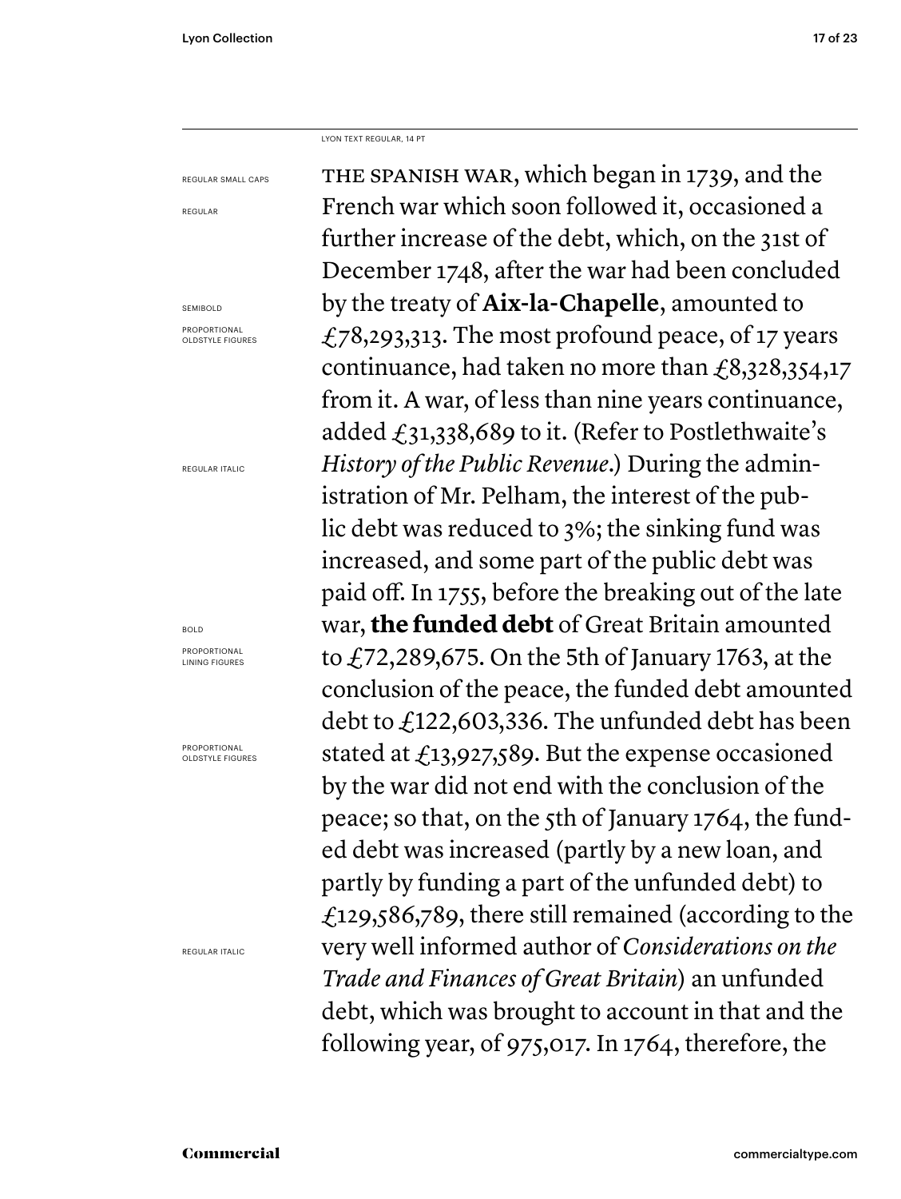LYON TEXT REGULAR, 14 PT

REGULAR SMALL CAPS

REGULAR

SEMIBOLD

PROPORTIONAL OLDSTYLE FIGURES

REGULAR ITALIC

BOLD

PROPORTIONAL LINING FIGURES

PROPORTIONAL OLDSTYLE FIGURES

REGULAR ITALIC

THE SPANISH WAR, which began in 1739, and the French war which soon followed it, occasioned a further increase of the debt, which, on the 31st of December 1748, after the war had been concluded by the treaty of **Aix-la-Chapelle**, amounted to £78,293,313. The most profound peace, of 17 years continuance, had taken no more than £8,328,354,17 from it. A war, of less than nine years continuance, added £31,338,689 to it. (Refer to Postlethwaite's *History of the Public Revenue*.) During the administration of Mr. Pelham, the interest of the public debt was reduced to 3%; the sinking fund was increased, and some part of the public debt was paid off. In 1755, before the breaking out of the late war, **the funded debt** of Great Britain amounted to £72,289,675. On the 5th of January 1763, at the conclusion of the peace, the funded debt amounted debt to £122,603,336. The unfunded debt has been stated at £13,927,589. But the expense occasioned by the war did not end with the conclusion of the peace; so that, on the 5th of January 1764, the funded debt was increased (partly by a new loan, and partly by funding a part of the unfunded debt) to £129,586,789, there still remained (according to the very well informed author of *Considerations on the Trade and Finances of Great Britain*) an unfunded debt, which was brought to account in that and the following year, of 975,017. In 1764, therefore, the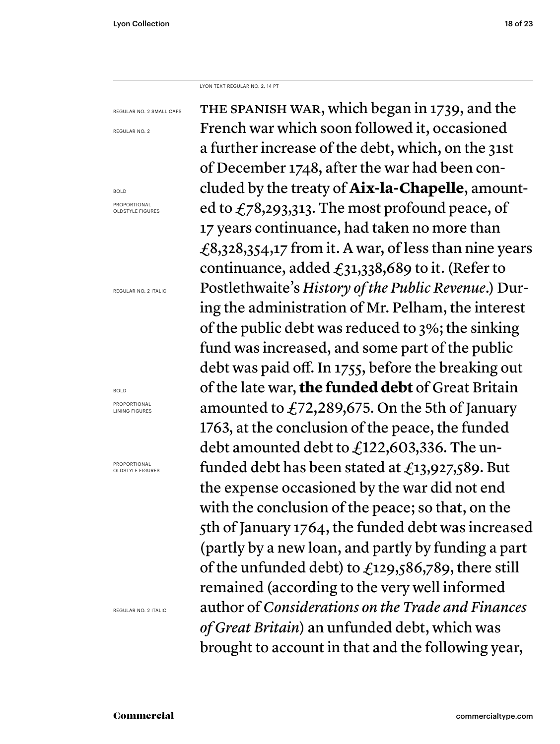LYON TEXT REGULAR NO. 2, 14 PT

REGULAR NO. 2 SMALL CAPS

REGULAR NO. 2

BOLD

PROPORTIONAL OLDSTYLE FIGURES

REGULAR NO. 2 ITALIC

BOLD

PROPORTIONAL LINING FIGURES

PROPORTIONAL OLDSTYLE FIGURES

REGULAR NO. 2 ITALIC

THE SPANISH WAR, which began in 1739, and the French war which soon followed it, occasioned a further increase of the debt, which, on the 31st of December 1748, after the war had been concluded by the treaty of **Aix-la-Chapelle**, amounted to £78,293,313. The most profound peace, of 17 years continuance, had taken no more than £8,328,354,17 from it. A war, of less than nine years continuance, added £31,338,689 to it. (Refer to Postlethwaite's *History of the Public Revenue*.) During the administration of Mr. Pelham, the interest of the public debt was reduced to 3%; the sinking fund was increased, and some part of the public debt was paid off. In 1755, before the breaking out of the late war, **the funded debt** of Great Britain amounted to £72,289,675. On the 5th of January 1763, at the conclusion of the peace, the funded debt amounted debt to £122,603,336. The unfunded debt has been stated at £13,927,589. But the expense occasioned by the war did not end with the conclusion of the peace; so that, on the 5th of January 1764, the funded debt was increased (partly by a new loan, and partly by funding a part of the unfunded debt) to £129,586,789, there still remained (according to the very well informed author of *Considerations on the Trade and Finances of Great Britain*) an unfunded debt, which was brought to account in that and the following year,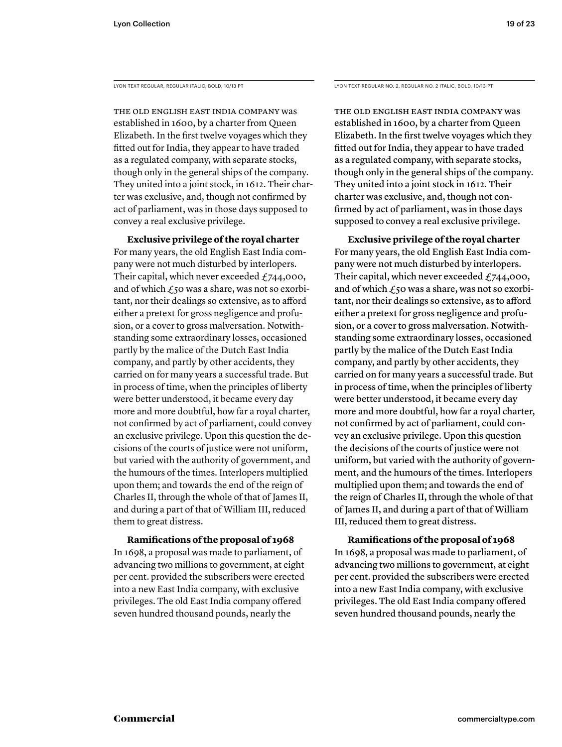LYON TEXT REGULAR, REGULAR ITALIC, BOLD, 10/13 PT

THE OLD ENGLISH EAST INDIA COMPANY was established in 1600, by a charter from Queen Elizabeth. In the first twelve voyages which they fitted out for India, they appear to have traded as a regulated company, with separate stocks, though only in the general ships of the company. They united into a joint stock, in 1612. Their charter was exclusive, and, though not confirmed by act of parliament, was in those days supposed to convey a real exclusive privilege.

**Exclusive privilege of the royal charter** For many years, the old English East India company were not much disturbed by interlopers. Their capital, which never exceeded £744,000, and of which £50 was a share, was not so exorbitant, nor their dealings so extensive, as to afford either a pretext for gross negligence and profusion, or a cover to gross malversation. Notwithstanding some extraordinary losses, occasioned partly by the malice of the Dutch East India company, and partly by other accidents, they carried on for many years a successful trade. But in process of time, when the principles of liberty were better understood, it became every day more and more doubtful, how far a royal charter, not confirmed by act of parliament, could convey an exclusive privilege. Upon this question the decisions of the courts of justice were not uniform, but varied with the authority of government, and the humours of the times. Interlopers multiplied upon them; and towards the end of the reign of Charles II, through the whole of that of James II, and during a part of that of William III, reduced them to great distress.

**Ramifications of the proposal of 1968** In 1698, a proposal was made to parliament, of advancing two millions to government, at eight per cent. provided the subscribers were erected into a new East India company, with exclusive privileges. The old East India company offered seven hundred thousand pounds, nearly the

LYON TEXT REGULAR NO. 2, REGULAR NO. 2 ITALIC, BOLD, 10/13 PT

THE OLD ENGLISH EAST INDIA COMPANY was established in 1600, by a charter from Queen Elizabeth. In the first twelve voyages which they fitted out for India, they appear to have traded as a regulated company, with separate stocks, though only in the general ships of the company. They united into a joint stock in 1612. Their charter was exclusive, and, though not confirmed by act of parliament, was in those days supposed to convey a real exclusive privilege.

**Exclusive privilege of the royal charter** For many years, the old English East India company were not much disturbed by interlopers. Their capital, which never exceeded £744,000, and of which £50 was a share, was not so exorbitant, nor their dealings so extensive, as to afford either a pretext for gross negligence and profusion, or a cover to gross malversation. Notwithstanding some extraordinary losses, occasioned partly by the malice of the Dutch East India company, and partly by other accidents, they carried on for many years a successful trade. But in process of time, when the principles of liberty were better understood, it became every day more and more doubtful, how far a royal charter, not confirmed by act of parliament, could convey an exclusive privilege. Upon this question the decisions of the courts of justice were not uniform, but varied with the authority of government, and the humours of the times. Interlopers multiplied upon them; and towards the end of the reign of Charles II, through the whole of that of James II, and during a part of that of William III, reduced them to great distress.

**Ramifications of the proposal of 1968** In 1698, a proposal was made to parliament, of advancing two millions to government, at eight per cent. provided the subscribers were erected into a new East India company, with exclusive privileges. The old East India company offered seven hundred thousand pounds, nearly the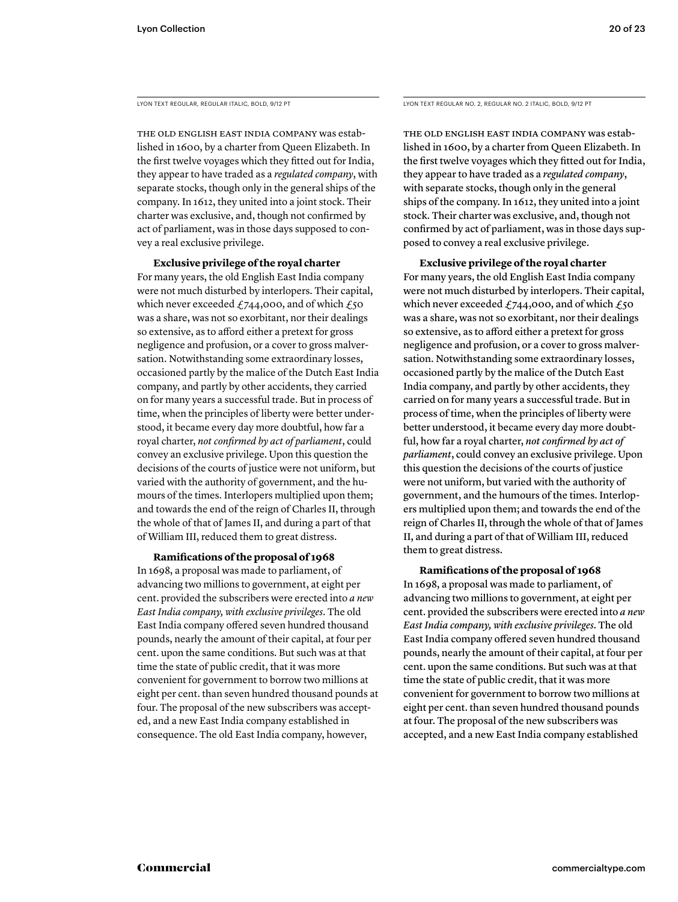LYON TEXT REGULAR, REGULAR ITALIC, BOLD, 9/12 PT

THE OLD ENGLISH EAST INDIA COMPANY was established in 1600, by a charter from Queen Elizabeth. In the first twelve voyages which they fitted out for India, they appear to have traded as a *regulated company*, with separate stocks, though only in the general ships of the company. In 1612, they united into a joint stock. Their charter was exclusive, and, though not confirmed by act of parliament, was in those days supposed to convey a real exclusive privilege.

**Exclusive privilege of the royal charter**

For many years, the old English East India company were not much disturbed by interlopers. Their capital, which never exceeded £744,000, and of which £50 was a share, was not so exorbitant, nor their dealings so extensive, as to afford either a pretext for gross negligence and profusion, or a cover to gross malversation. Notwithstanding some extraordinary losses, occasioned partly by the malice of the Dutch East India company, and partly by other accidents, they carried on for many years a successful trade. But in process of time, when the principles of liberty were better understood, it became every day more doubtful, how far a royal charter, *not confirmed by act of parliament*, could convey an exclusive privilege. Upon this question the decisions of the courts of justice were not uniform, but varied with the authority of government, and the humours of the times. Interlopers multiplied upon them; and towards the end of the reign of Charles II, through the whole of that of James II, and during a part of that of William III, reduced them to great distress.

**Ramifications of the proposal of 1968**

In 1698, a proposal was made to parliament, of advancing two millions to government, at eight per cent. provided the subscribers were erected into *a new East India company, with exclusive privileges*. The old East India company offered seven hundred thousand pounds, nearly the amount of their capital, at four per cent. upon the same conditions. But such was at that time the state of public credit, that it was more convenient for government to borrow two millions at eight per cent. than seven hundred thousand pounds at four. The proposal of the new subscribers was accepted, and a new East India company established in consequence. The old East India company, however,

LYON TEXT REGULAR NO. 2, REGULAR NO. 2 ITALIC, BOLD, 9/12 PT

THE OLD ENGLISH EAST INDIA COMPANY was established in 1600, by a charter from Queen Elizabeth. In the first twelve voyages which they fitted out for India, they appear to have traded as a *regulated company*, with separate stocks, though only in the general ships of the company. In 1612, they united into a joint stock. Their charter was exclusive, and, though not confirmed by act of parliament, was in those days supposed to convey a real exclusive privilege.

**Exclusive privilege of the royal charter**

For many years, the old English East India company were not much disturbed by interlopers. Their capital, which never exceeded £744,000, and of which £50 was a share, was not so exorbitant, nor their dealings so extensive, as to afford either a pretext for gross negligence and profusion, or a cover to gross malversation. Notwithstanding some extraordinary losses, occasioned partly by the malice of the Dutch East India company, and partly by other accidents, they carried on for many years a successful trade. But in process of time, when the principles of liberty were better understood, it became every day more doubtful, how far a royal charter, *not confirmed by act of parliament*, could convey an exclusive privilege. Upon this question the decisions of the courts of justice were not uniform, but varied with the authority of government, and the humours of the times. Interlopers multiplied upon them; and towards the end of the reign of Charles II, through the whole of that of James II, and during a part of that of William III, reduced them to great distress.

**Ramifications of the proposal of 1968**

In 1698, a proposal was made to parliament, of advancing two millions to government, at eight per cent. provided the subscribers were erected into *a new East India company, with exclusive privileges*. The old East India company offered seven hundred thousand pounds, nearly the amount of their capital, at four per cent. upon the same conditions. But such was at that time the state of public credit, that it was more convenient for government to borrow two millions at eight per cent. than seven hundred thousand pounds at four. The proposal of the new subscribers was accepted, and a new East India company established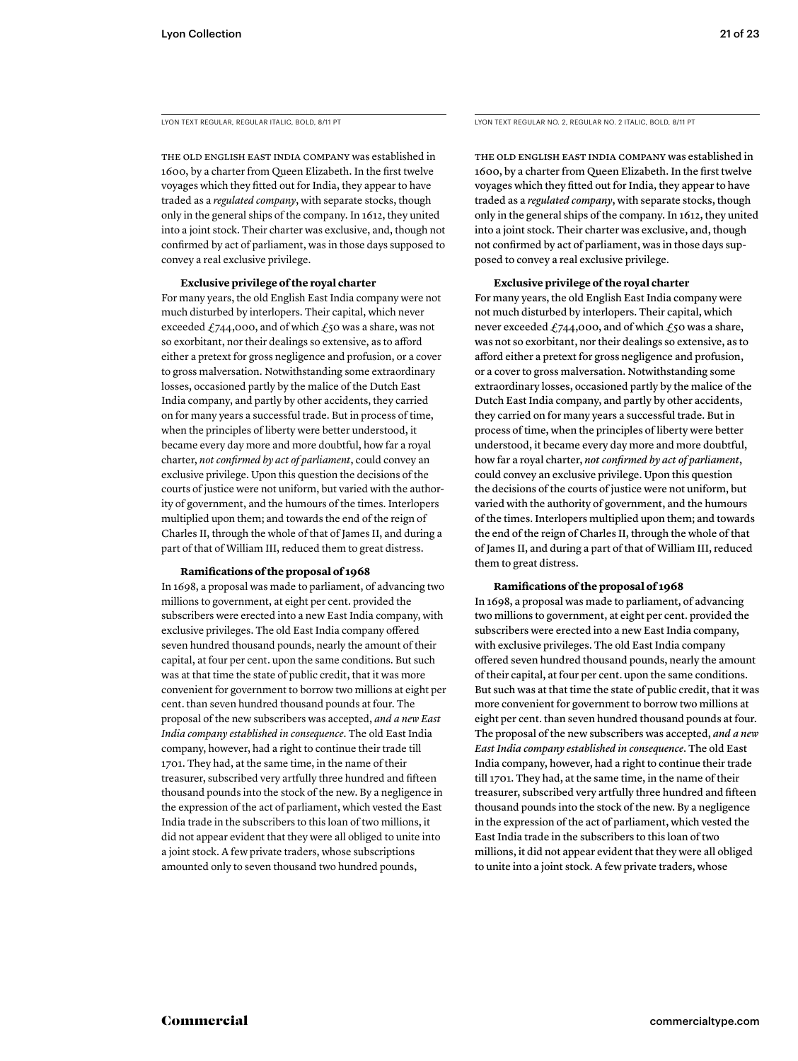LYON TEXT REGULAR, REGULAR ITALIC, BOLD, 8/11 PT

THE OLD ENGLISH EAST INDIA COMPANY was established in 1600, by a charter from Queen Elizabeth. In the first twelve voyages which they fitted out for India, they appear to have traded as a *regulated company*, with separate stocks, though only in the general ships of the company. In 1612, they united into a joint stock. Their charter was exclusive, and, though not confirmed by act of parliament, was in those days supposed to convey a real exclusive privilege.

**Exclusive privilege of the royal charter**

For many years, the old English East India company were not much disturbed by interlopers. Their capital, which never exceeded £744,000, and of which £50 was a share, was not so exorbitant, nor their dealings so extensive, as to afford either a pretext for gross negligence and profusion, or a cover to gross malversation. Notwithstanding some extraordinary losses, occasioned partly by the malice of the Dutch East India company, and partly by other accidents, they carried on for many years a successful trade. But in process of time, when the principles of liberty were better understood, it became every day more and more doubtful, how far a royal charter, *not confirmed by act of parliament*, could convey an exclusive privilege. Upon this question the decisions of the courts of justice were not uniform, but varied with the authority of government, and the humours of the times. Interlopers multiplied upon them; and towards the end of the reign of Charles II, through the whole of that of James II, and during a part of that of William III, reduced them to great distress.

**Ramifications of the proposal of 1968**

In 1698, a proposal was made to parliament, of advancing two millions to government, at eight per cent. provided the subscribers were erected into a new East India company, with exclusive privileges. The old East India company offered seven hundred thousand pounds, nearly the amount of their capital, at four per cent. upon the same conditions. But such was at that time the state of public credit, that it was more convenient for government to borrow two millions at eight per cent. than seven hundred thousand pounds at four. The proposal of the new subscribers was accepted, *and a new East India company established in consequence*. The old East India company, however, had a right to continue their trade till 1701. They had, at the same time, in the name of their treasurer, subscribed very artfully three hundred and fifteen thousand pounds into the stock of the new. By a negligence in the expression of the act of parliament, which vested the East India trade in the subscribers to this loan of two millions, it did not appear evident that they were all obliged to unite into a joint stock. A few private traders, whose subscriptions amounted only to seven thousand two hundred pounds,

LYON TEXT REGULAR NO. 2, REGULAR NO. 2 ITALIC, BOLD, 8/11 PT

THE OLD ENGLISH EAST INDIA COMPANY was established in 1600, by a charter from Queen Elizabeth. In the first twelve voyages which they fitted out for India, they appear to have traded as a *regulated company*, with separate stocks, though only in the general ships of the company. In 1612, they united into a joint stock. Their charter was exclusive, and, though not confirmed by act of parliament, was in those days supposed to convey a real exclusive privilege.

**Exclusive privilege of the royal charter**

For many years, the old English East India company were not much disturbed by interlopers. Their capital, which never exceeded £744,000, and of which £50 was a share, was not so exorbitant, nor their dealings so extensive, as to afford either a pretext for gross negligence and profusion, or a cover to gross malversation. Notwithstanding some extraordinary losses, occasioned partly by the malice of the Dutch East India company, and partly by other accidents, they carried on for many years a successful trade. But in process of time, when the principles of liberty were better understood, it became every day more and more doubtful, how far a royal charter, *not confirmed by act of parliament*, could convey an exclusive privilege. Upon this question the decisions of the courts of justice were not uniform, but varied with the authority of government, and the humours of the times. Interlopers multiplied upon them; and towards the end of the reign of Charles II, through the whole of that of James II, and during a part of that of William III, reduced them to great distress.

**Ramifications of the proposal of 1968**

In 1698, a proposal was made to parliament, of advancing two millions to government, at eight per cent. provided the subscribers were erected into a new East India company, with exclusive privileges. The old East India company offered seven hundred thousand pounds, nearly the amount of their capital, at four per cent. upon the same conditions. But such was at that time the state of public credit, that it was more convenient for government to borrow two millions at eight per cent. than seven hundred thousand pounds at four. The proposal of the new subscribers was accepted, *and a new East India company established in consequence*. The old East India company, however, had a right to continue their trade till 1701. They had, at the same time, in the name of their treasurer, subscribed very artfully three hundred and fifteen thousand pounds into the stock of the new. By a negligence in the expression of the act of parliament, which vested the East India trade in the subscribers to this loan of two millions, it did not appear evident that they were all obliged to unite into a joint stock. A few private traders, whose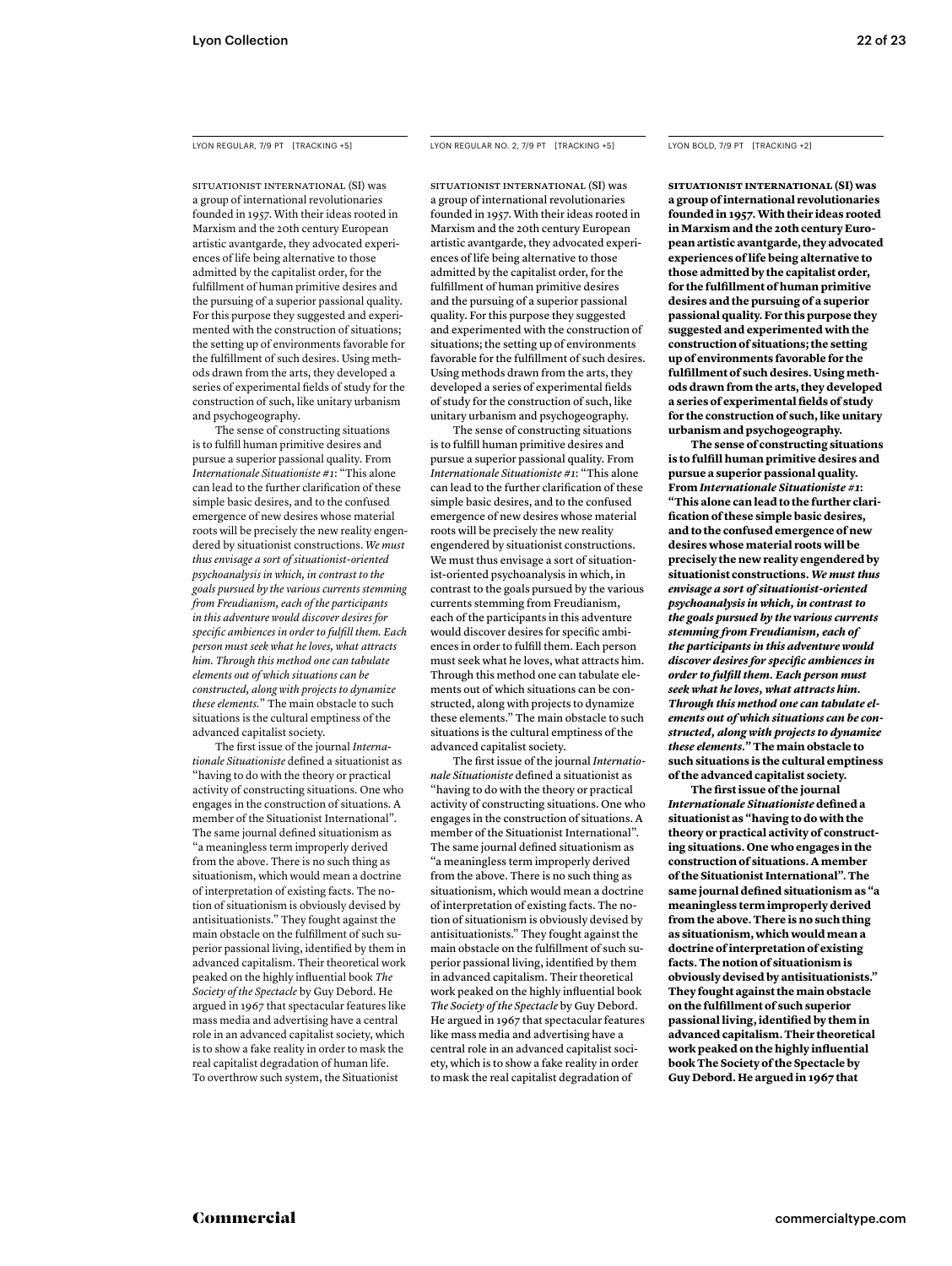LYON REGULAR, 7/9 PT [TRACKING +5]

SITUATIONIST INTERNATIONAL (SI) was a group of international revolutionaries founded in 1957. With their ideas rooted in Marxism and the 20th century European artistic avantgarde, they advocated experiences of life being alternative to those admitted by the capitalist order, for the fulfillment of human primitive desires and the pursuing of a superior passional quality. For this purpose they suggested and experimented with the construction of situations; the setting up of environments favorable for the fulfillment of such desires. Using methods drawn from the arts, they developed a series of experimental fields of study for the construction of such, like unitary urbanism and psychogeography.

The sense of constructing situations is to fulfill human primitive desires and pursue a superior passional quality. From *Internationale Situationiste #1*: "This alone can lead to the further clarification of these simple basic desires, and to the confused emergence of new desires whose material roots will be precisely the new reality engendered by situationist constructions. *We must thus envisage a sort of situationist-oriented psychoanalysis in which, in contrast to the goals pursued by the various currents stemming from Freudianism, each of the participants in this adventure would discover desires for specific ambiences in order to fulfill them. Each person must seek what he loves, what attracts him. Through this method one can tabulate elements out of which situations can be constructed, along with projects to dynamize these elements.*" The main obstacle to such situations is the cultural emptiness of the advanced capitalist society.

The first issue of the journal *Internationale Situationiste* defined a situationist as "having to do with the theory or practical activity of constructing situations. One who engages in the construction of situations. A member of the Situationist International". The same journal defined situationism as "a meaningless term improperly derived from the above. There is no such thing as situationism, which would mean a doctrine of interpretation of existing facts. The notion of situationism is obviously devised by antisituationists." They fought against the main obstacle on the fulfillment of such superior passional living, identified by them in advanced capitalism. Their theoretical work peaked on the highly influential book *The Society of the Spectacle* by Guy Debord. He argued in 1967 that spectacular features like mass media and advertising have a central role in an advanced capitalist society, which is to show a fake reality in order to mask the real capitalist degradation of human life. To overthrow such system, the Situationist

LYON REGULAR NO. 2, 7/9 PT [TRACKING +5]

SITUATIONIST INTERNATIONAL (SI) was a group of international revolutionaries founded in 1957. With their ideas rooted in Marxism and the 20th century European artistic avantgarde, they advocated experiences of life being alternative to those admitted by the capitalist order, for the fulfillment of human primitive desires and the pursuing of a superior passional quality. For this purpose they suggested and experimented with the construction of situations; the setting up of environments favorable for the fulfillment of such desires. Using methods drawn from the arts, they developed a series of experimental fields of study for the construction of such, like unitary urbanism and psychogeography.

The sense of constructing situations is to fulfill human primitive desires and pursue a superior passional quality. From *Internationale Situationiste #1*: "This alone can lead to the further clarification of these simple basic desires, and to the confused emergence of new desires whose material roots will be precisely the new reality engendered by situationist constructions. We must thus envisage a sort of situationist-oriented psychoanalysis in which, in contrast to the goals pursued by the various currents stemming from Freudianism, each of the participants in this adventure would discover desires for specific ambiences in order to fulfill them. Each person must seek what he loves, what attracts him. Through this method one can tabulate elements out of which situations can be constructed, along with projects to dynamize these elements." The main obstacle to such situations is the cultural emptiness of the advanced capitalist society.

The first issue of the journal *Internationale Situationiste* defined a situationist as "having to do with the theory or practical activity of constructing situations. One who engages in the construction of situations. A member of the Situationist International". The same journal defined situationism as "a meaningless term improperly derived from the above. There is no such thing as situationism, which would mean a doctrine of interpretation of existing facts. The notion of situationism is obviously devised by antisituationists." They fought against the main obstacle on the fulfillment of such superior passional living, identified by them in advanced capitalism. Their theoretical work peaked on the highly influential book *The Society of the Spectacle* by Guy Debord. He argued in 1967 that spectacular features like mass media and advertising have a central role in an advanced capitalist society, which is to show a fake reality in order to mask the real capitalist degradation of

LYON BOLD, 7/9 PT [TRACKING +2]

**SITUATIONIST INTERNATIONAL (SI) was a group of international revolutionaries founded in 1957. With their ideas rooted in Marxism and the 20th century European artistic avantgarde, they advocated experiences of life being alternative to those admitted by the capitalist order, for the fulfillment of human primitive desires and the pursuing of a superior passional quality. For this purpose they suggested and experimented with the construction of situations; the setting up of environments favorable for the fulfillment of such desires. Using methods drawn from the arts, they developed a series of experimental fields of study for the construction of such, like unitary urbanism and psychogeography.**

**The sense of constructing situations is to fulfill human primitive desires and pursue a superior passional quality. From *Internationale Situationiste #1*: "This alone can lead to the further clarification of these simple basic desires, and to the confused emergence of new desires whose material roots will be precisely the new reality engendered by situationist constructions. *We must thus envisage a sort of situationist-oriented psychoanalysis in which, in contrast to the goals pursued by the various currents stemming from Freudianism, each of the participants in this adventure would discover desires for specific ambiences in order to fulfill them. Each person must seek what he loves, what attracts him. Through this method one can tabulate elements out of which situations can be constructed, along with projects to dynamize these elements.*" The main obstacle to such situations is the cultural emptiness of the advanced capitalist society.**

**The first issue of the journal *Internationale Situationiste* defined a situationist as "having to do with the theory or practical activity of constructing situations. One who engages in the construction of situations. A member of the Situationist International". The same journal defined situationism as "a meaningless term improperly derived from the above. There is no such thing as situationism, which would mean a doctrine of interpretation of existing facts. The notion of situationism is obviously devised by antisituationists." They fought against the main obstacle on the fulfillment of such superior passional living, identified by them in advanced capitalism. Their theoretical work peaked on the highly influential book The Society of the Spectacle by Guy Debord. He argued in 1967 that**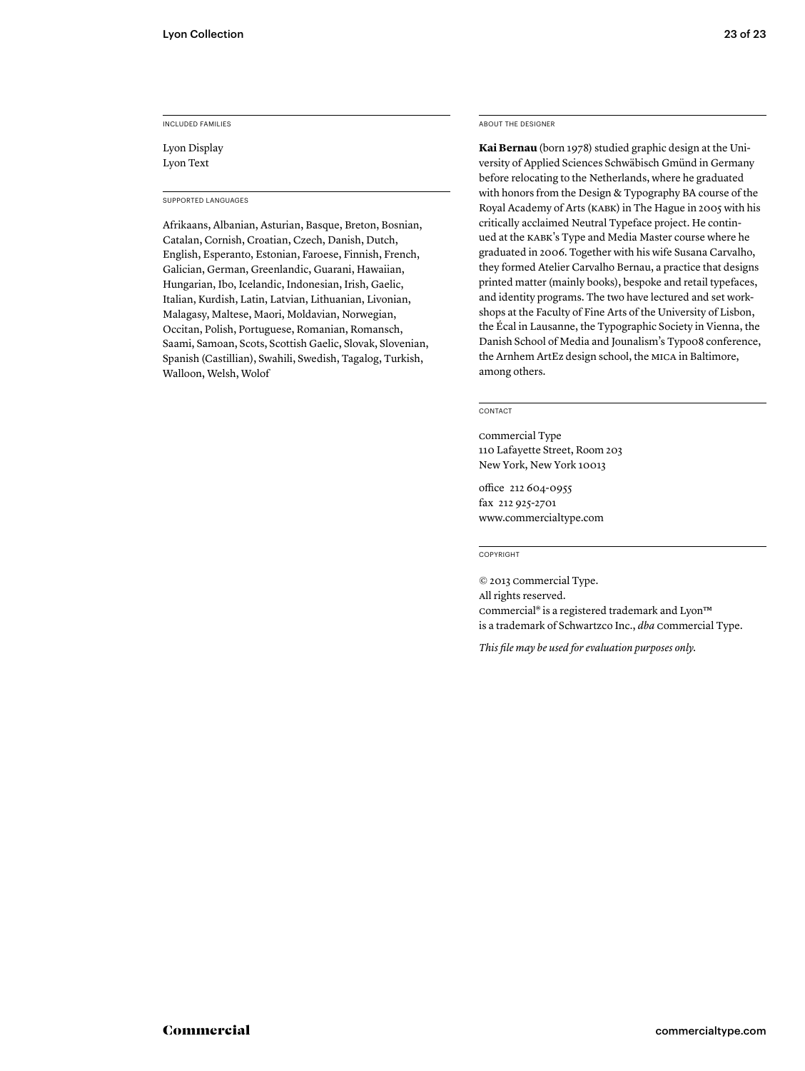## INCLUDED FAMILIES

Lyon Display
Lyon Text

## SUPPORTED LANGUAGES

Afrikaans, Albanian, Asturian, Basque, Breton, Bosnian, Catalan, Cornish, Croatian, Czech, Danish, Dutch, English, Esperanto, Estonian, Faroese, Finnish, French, Galician, German, Greenlandic, Guarani, Hawaiian, Hungarian, Ibo, Icelandic, Indonesian, Irish, Gaelic, Italian, Kurdish, Latin, Latvian, Lithuanian, Livonian, Malagasy, Maltese, Maori, Moldavian, Norwegian, Occitan, Polish, Portuguese, Romanian, Romansch, Saami, Samoan, Scots, Scottish Gaelic, Slovak, Slovenian, Spanish (Castillian), Swahili, Swedish, Tagalog, Turkish, Walloon, Welsh, Wolof

## ABOUT THE DESIGNER

**Kai Bernau** (born 1978) studied graphic design at the University of Applied Sciences Schwäbisch Gmünd in Germany before relocating to the Netherlands, where he graduated with honors from the Design & Typography BA course of the Royal Academy of Arts (KABK) in The Hague in 2005 with his critically acclaimed Neutral Typeface project. He continued at the KABK's Type and Media Master course where he graduated in 2006. Together with his wife Susana Carvalho, they formed Atelier Carvalho Bernau, a practice that designs printed matter (mainly books), bespoke and retail typefaces, and identity programs. The two have lectured and set workshops at the Faculty of Fine Arts of the University of Lisbon, the Écal in Lausanne, the Typographic Society in Vienna, the Danish School of Media and Jounalism's Typo08 conference, the Arnhem ArtEz design school, the MICA in Baltimore, among others.

## CONTACT

Commercial Type
110 Lafayette Street, Room 203
New York, New York 10013

office 212 604-0955
fax 212 925-2701
www.commercialtype.com

## COPYRIGHT

© 2013 Commercial Type.
All rights reserved.
Commercial® is a registered trademark and Lyon™
is a trademark of Schwartzco Inc., *dba* Commercial Type.

*This file may be used for evaluation purposes only.*